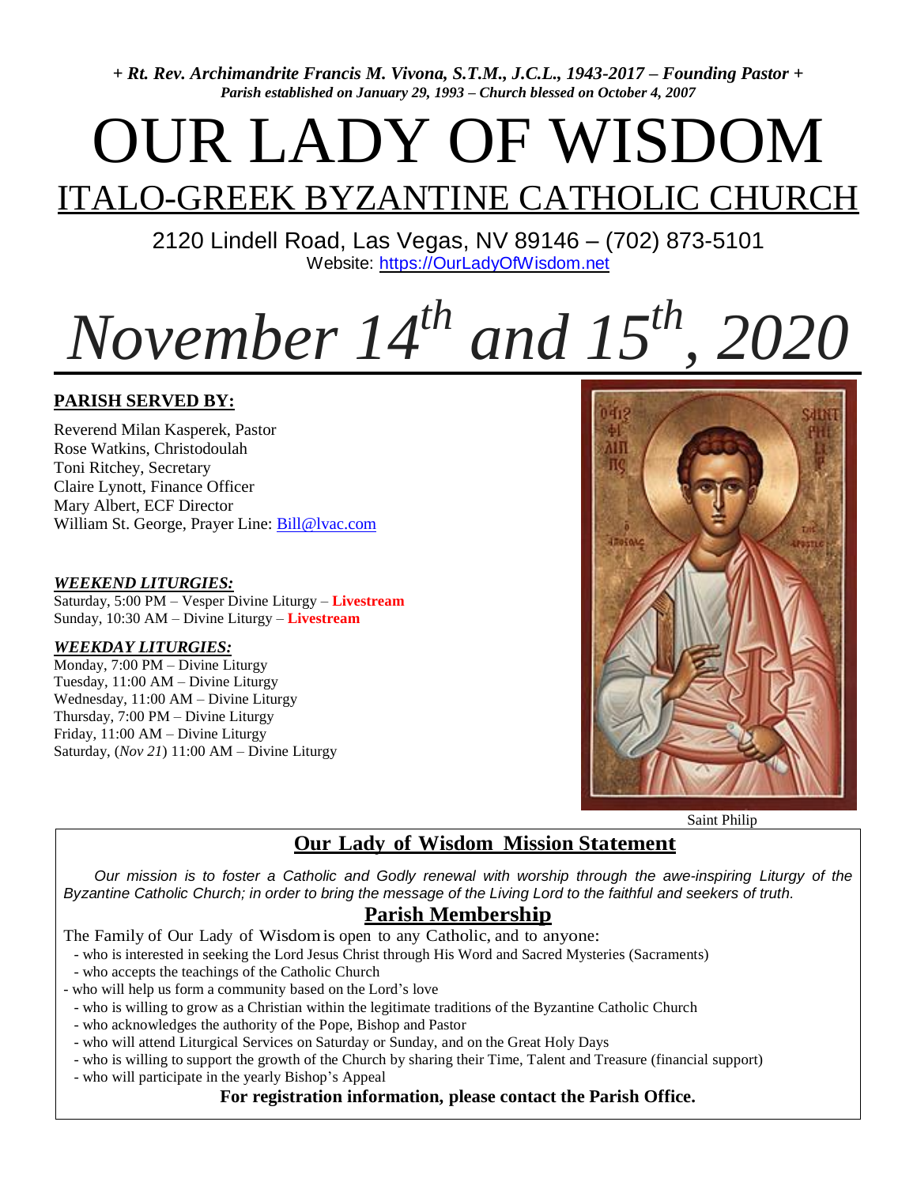*+ Rt. Rev. Archimandrite Francis M. Vivona, S.T.M., J.C.L., 1943-2017 – Founding Pastor +*
*Parish established on January 29, 1993 – Church blessed on October 4, 2007*

# OUR LADY OF WISDOM

## ITALO-GREEK BYZANTINE CATHOLIC CHURCH

2120 Lindell Road, Las Vegas, NV 89146 – (702) 873-5101
Website: https://OurLadyOfWisdom.net

# *November 14th and 15th, 2020*

**PARISH SERVED BY:**

Reverend Milan Kasperek, Pastor
Rose Watkins, Christodoulah
Toni Ritchey, Secretary
Claire Lynott, Finance Officer
Mary Albert, ECF Director
William St. George, Prayer Line: Bill@lvac.com

***WEEKEND LITURGIES:***
Saturday, 5:00 PM – Vesper Divine Liturgy – **Livestream**
Sunday, 10:30 AM – Divine Liturgy – **Livestream**

***WEEKDAY LITURGIES:***
Monday, 7:00 PM – Divine Liturgy
Tuesday, 11:00 AM – Divine Liturgy
Wednesday, 11:00 AM – Divine Liturgy
Thursday, 7:00 PM – Divine Liturgy
Friday, 11:00 AM – Divine Liturgy
Saturday, (*Nov 21*) 11:00 AM – Divine Liturgy

Saint Philip

## Our Lady of Wisdom Mission Statement

*Our mission is to foster a Catholic and Godly renewal with worship through the awe-inspiring Liturgy of the Byzantine Catholic Church; in order to bring the message of the Living Lord to the faithful and seekers of truth.*

## Parish Membership

The Family of Our Lady of Wisdom is open to any Catholic, and to anyone:

- who is interested in seeking the Lord Jesus Christ through His Word and Sacred Mysteries (Sacraments)
- who accepts the teachings of the Catholic Church
- who will help us form a community based on the Lord's love
- who is willing to grow as a Christian within the legitimate traditions of the Byzantine Catholic Church
- who acknowledges the authority of the Pope, Bishop and Pastor
- who will attend Liturgical Services on Saturday or Sunday, and on the Great Holy Days
- who is willing to support the growth of the Church by sharing their Time, Talent and Treasure (financial support)
- who will participate in the yearly Bishop's Appeal

**For registration information, please contact the Parish Office.**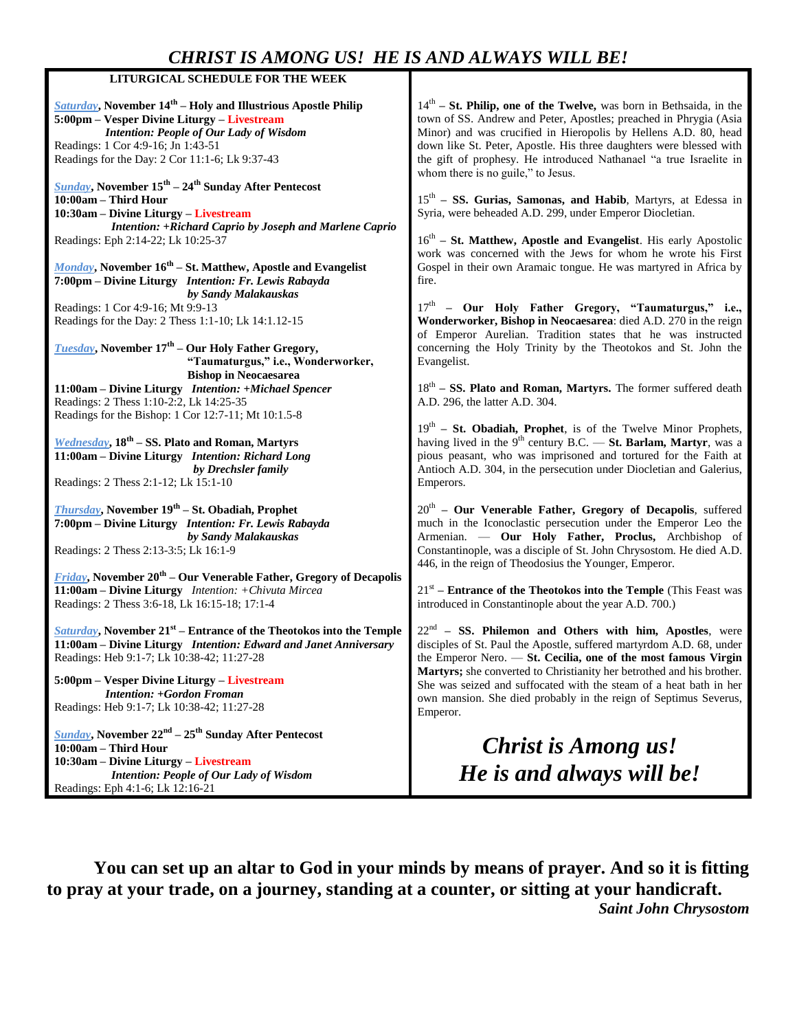# *CHRIST IS AMONG US! HE IS AND ALWAYS WILL BE!*

## LITURGICAL SCHEDULE FOR THE WEEK

*Saturday*, **November 14th – Holy and Illustrious Apostle Philip**
**5:00pm – Vesper Divine Liturgy – Livestream**
***Intention: People of Our Lady of Wisdom***
Readings: 1 Cor 4:9-16; Jn 1:43-51
Readings for the Day: 2 Cor 11:1-6; Lk 9:37-43

*Sunday*, **November 15th – 24th Sunday After Pentecost**
**10:00am – Third Hour**
**10:30am – Divine Liturgy – Livestream**
***Intention: +Richard Caprio by Joseph and Marlene Caprio***
Readings: Eph 2:14-22; Lk 10:25-37

*Monday*, **November 16th – St. Matthew, Apostle and Evangelist**
**7:00pm – Divine Liturgy** ***Intention: Fr. Lewis Rabayda by Sandy Malakauskas***
Readings: 1 Cor 4:9-16; Mt 9:9-13
Readings for the Day: 2 Thess 1:1-10; Lk 14:1.12-15

*Tuesday*, **November 17th – Our Holy Father Gregory, "Taumaturgus," i.e., Wonderworker, Bishop in Neocaesarea**
**11:00am – Divine Liturgy** ***Intention: +Michael Spencer***
Readings: 2 Thess 1:10-2:2, Lk 14:25-35
Readings for the Bishop: 1 Cor 12:7-11; Mt 10:1.5-8

*Wednesday*, **18th – SS. Plato and Roman, Martyrs**
**11:00am – Divine Liturgy** ***Intention: Richard Long by Drechsler family***
Readings: 2 Thess 2:1-12; Lk 15:1-10

*Thursday*, **November 19th – St. Obadiah, Prophet**
**7:00pm – Divine Liturgy** ***Intention: Fr. Lewis Rabayda by Sandy Malakauskas***
Readings: 2 Thess 2:13-3:5; Lk 16:1-9

*Friday*, **November 20th – Our Venerable Father, Gregory of Decapolis**
**11:00am – Divine Liturgy** *Intention: +Chivuta Mircea*
Readings: 2 Thess 3:6-18, Lk 16:15-18; 17:1-4

*Saturday*, **November 21st – Entrance of the Theotokos into the Temple**
**11:00am – Divine Liturgy** ***Intention: Edward and Janet Anniversary***
Readings: Heb 9:1-7; Lk 10:38-42; 11:27-28

**5:00pm – Vesper Divine Liturgy – Livestream**
***Intention: +Gordon Froman***
Readings: Heb 9:1-7; Lk 10:38-42; 11:27-28

*Sunday*, **November 22nd – 25th Sunday After Pentecost**
**10:00am – Third Hour**
**10:30am – Divine Liturgy – Livestream**
***Intention: People of Our Lady of Wisdom***
Readings: Eph 4:1-6; Lk 12:16-21

14th – **St. Philip, one of the Twelve,** was born in Bethsaida, in the town of SS. Andrew and Peter, Apostles; preached in Phrygia (Asia Minor) and was crucified in Hieropolis by Hellens A.D. 80, head down like St. Peter, Apostle. His three daughters were blessed with the gift of prophesy. He introduced Nathanael "a true Israelite in whom there is no guile," to Jesus.

15th – **SS. Gurias, Samonas, and Habib**, Martyrs, at Edessa in Syria, were beheaded A.D. 299, under Emperor Diocletian.

16th – **St. Matthew, Apostle and Evangelist**. His early Apostolic work was concerned with the Jews for whom he wrote his First Gospel in their own Aramaic tongue. He was martyred in Africa by fire.

17th – **Our Holy Father Gregory, "Taumaturgus," i.e., Wonderworker, Bishop in Neocaesarea**: died A.D. 270 in the reign of Emperor Aurelian. Tradition states that he was instructed concerning the Holy Trinity by the Theotokos and St. John the Evangelist.

18th – **SS. Plato and Roman, Martyrs.** The former suffered death A.D. 296, the latter A.D. 304.

19th – **St. Obadiah, Prophet**, is of the Twelve Minor Prophets, having lived in the 9th century B.C. — **St. Barlam, Martyr**, was a pious peasant, who was imprisoned and tortured for the Faith at Antioch A.D. 304, in the persecution under Diocletian and Galerius, Emperors.

20th – **Our Venerable Father, Gregory of Decapolis**, suffered much in the Iconoclastic persecution under the Emperor Leo the Armenian. — **Our Holy Father, Proclus,** Archbishop of Constantinople, was a disciple of St. John Chrysostom. He died A.D. 446, in the reign of Theodosius the Younger, Emperor.

21st – **Entrance of the Theotokos into the Temple** (This Feast was introduced in Constantinople about the year A.D. 700.)

22nd – **SS. Philemon and Others with him, Apostles**, were disciples of St. Paul the Apostle, suffered martyrdom A.D. 68, under the Emperor Nero. — **St. Cecilia, one of the most famous Virgin Martyrs;** she converted to Christianity her betrothed and his brother. She was seized and suffocated with the steam of a heat bath in her own mansion. She died probably in the reign of Septimus Severus, Emperor.

***Christ is Among us! He is and always will be!***

**You can set up an altar to God in your minds by means of prayer. And so it is fitting to pray at your trade, on a journey, standing at a counter, or sitting at your handicraft.**

***Saint John Chrysostom***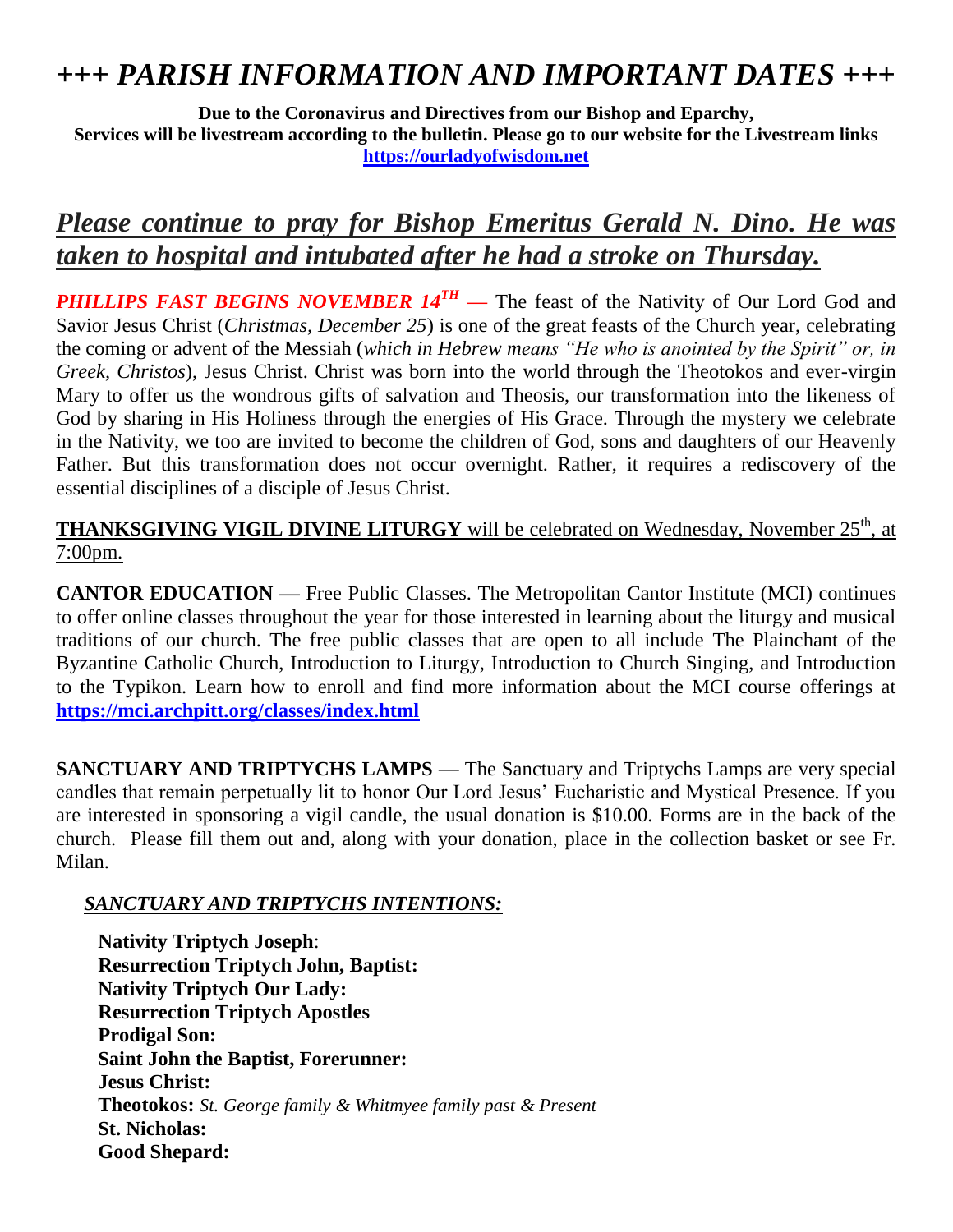# +++ *PARISH INFORMATION AND IMPORTANT DATES* +++

**Due to the Coronavirus and Directives from our Bishop and Eparchy,**
**Services will be livestream according to the bulletin. Please go to our website for the Livestream links**
**https://ourladyofwisdom.net**

## *Please continue to pray for Bishop Emeritus Gerald N. Dino. He was taken to hospital and intubated after he had a stroke on Thursday.*

***PHILLIPS FAST BEGINS NOVEMBER 14TH*** — The feast of the Nativity of Our Lord God and Savior Jesus Christ (*Christmas, December 25*) is one of the great feasts of the Church year, celebrating the coming or advent of the Messiah (*which in Hebrew means "He who is anointed by the Spirit" or, in Greek, Christos*), Jesus Christ. Christ was born into the world through the Theotokos and ever-virgin Mary to offer us the wondrous gifts of salvation and Theosis, our transformation into the likeness of God by sharing in His Holiness through the energies of His Grace. Through the mystery we celebrate in the Nativity, we too are invited to become the children of God, sons and daughters of our Heavenly Father. But this transformation does not occur overnight. Rather, it requires a rediscovery of the essential disciplines of a disciple of Jesus Christ.

**THANKSGIVING VIGIL DIVINE LITURGY** will be celebrated on Wednesday, November 25th, at 7:00pm.

**CANTOR EDUCATION —** Free Public Classes. The Metropolitan Cantor Institute (MCI) continues to offer online classes throughout the year for those interested in learning about the liturgy and musical traditions of our church. The free public classes that are open to all include The Plainchant of the Byzantine Catholic Church, Introduction to Liturgy, Introduction to Church Singing, and Introduction to the Typikon. Learn how to enroll and find more information about the MCI course offerings at **https://mci.archpitt.org/classes/index.html**

**SANCTUARY AND TRIPTYCHS LAMPS** — The Sanctuary and Triptychs Lamps are very special candles that remain perpetually lit to honor Our Lord Jesus' Eucharistic and Mystical Presence. If you are interested in sponsoring a vigil candle, the usual donation is $10.00. Forms are in the back of the church. Please fill them out and, along with your donation, place in the collection basket or see Fr. Milan.

***SANCTUARY AND TRIPTYCHS INTENTIONS:***

**Nativity Triptych Joseph**:
**Resurrection Triptych John, Baptist:**
**Nativity Triptych Our Lady:**
**Resurrection Triptych Apostles**
**Prodigal Son:**
**Saint John the Baptist, Forerunner:**
**Jesus Christ:**
**Theotokos:** *St. George family & Whitmyee family past & Present*
**St. Nicholas:**
**Good Shepard:**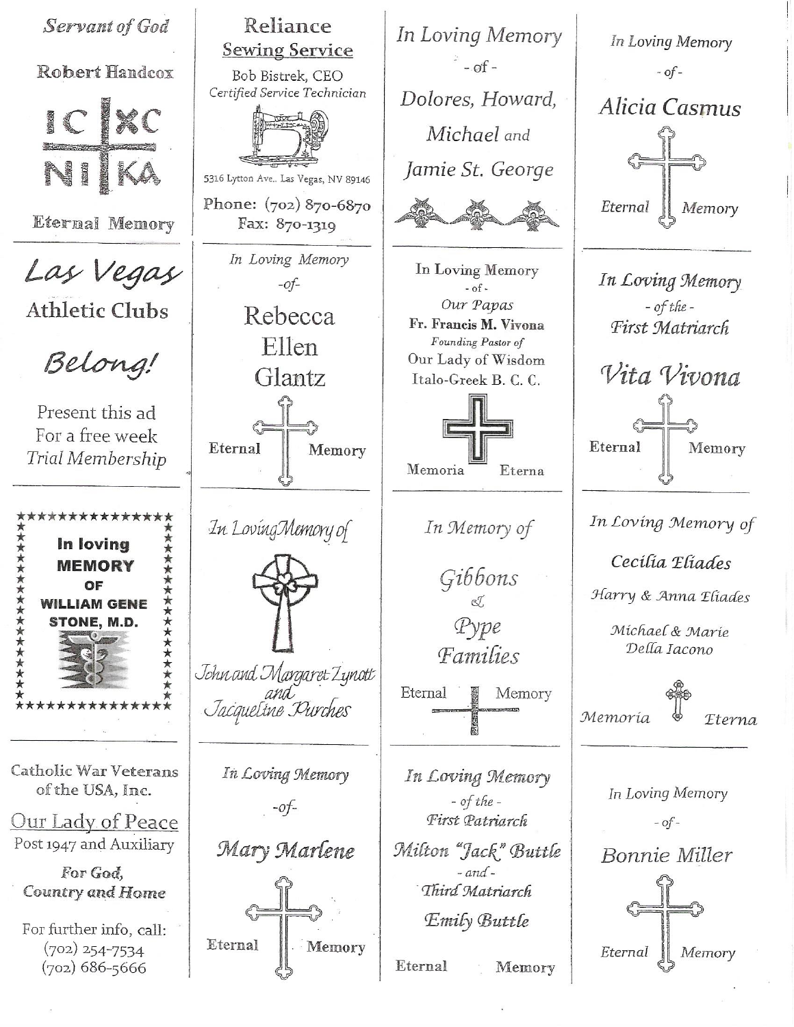*Servant of God*

Robert Handcox

IC XC
NI KA

Eternal Memory

---

Reliance
Sewing Service

Bob Bistrek, CEO
*Certified Service Technician*

5316 Lytton Ave., Las Vegas, NV 89146

Phone: (702) 870-6870
Fax: 870-1319

---

*In Loving Memory*
*- of -*
*Dolores, Howard,*
*Michael and*
*Jamie St. George*

---

*In Loving Memory*
*- of -*
*Alicia Casmus*

*Eternal* *Memory*

---

*Las Vegas*
Athletic Clubs

*Belong!*

Present this ad
For a free week
*Trial Membership*

---

*In Loving Memory*
*-of-*
Rebecca
Ellen
Glantz

Eternal Memory

---

In Loving Memory
- of -
*Our Papas*
**Fr. Francis M. Vivona**
*Founding Pastor of*
Our Lady of Wisdom
Italo-Greek B. C. C.

Memoria Eterna

---

*In Loving Memory*
*- of the -*
*First Matriarch*

*Vita Vivona*

Eternal Memory

---

**In loving**
**MEMORY**
**OF**
**WILLIAM GENE**
**STONE, M.D.**

---

*In Loving Memory of*

*John and Margaret Lynott*
*and*
*Jacqueline Purches*

---

*In Memory of*

*Gibbons*
*&*
*Pype*
*Families*

Eternal Memory

---

*In Loving Memory of*

*Cecilia Eliades*

*Harry & Anna Eliades*

*Michael & Marie*
*Della Iacono*

*Memoria* *Eterna*

---

Catholic War Veterans
of the USA, Inc.

Our Lady of Peace
Post 1947 and Auxiliary

*For God,*
*Country and Home*

For further info, call:
(702) 254-7534
(702) 686-5666

---

*In Loving Memory*
*-of-*
*Mary Marlene*

Eternal Memory

---

*In Loving Memory*
*- of the -*
*First Patriarch*
*Milton "Jack" Buttle*
*- and -*
*Third Matriarch*
*Emily Buttle*

Eternal Memory

---

In Loving Memory
- of -
Bonnie Miller

*Eternal* *Memory*